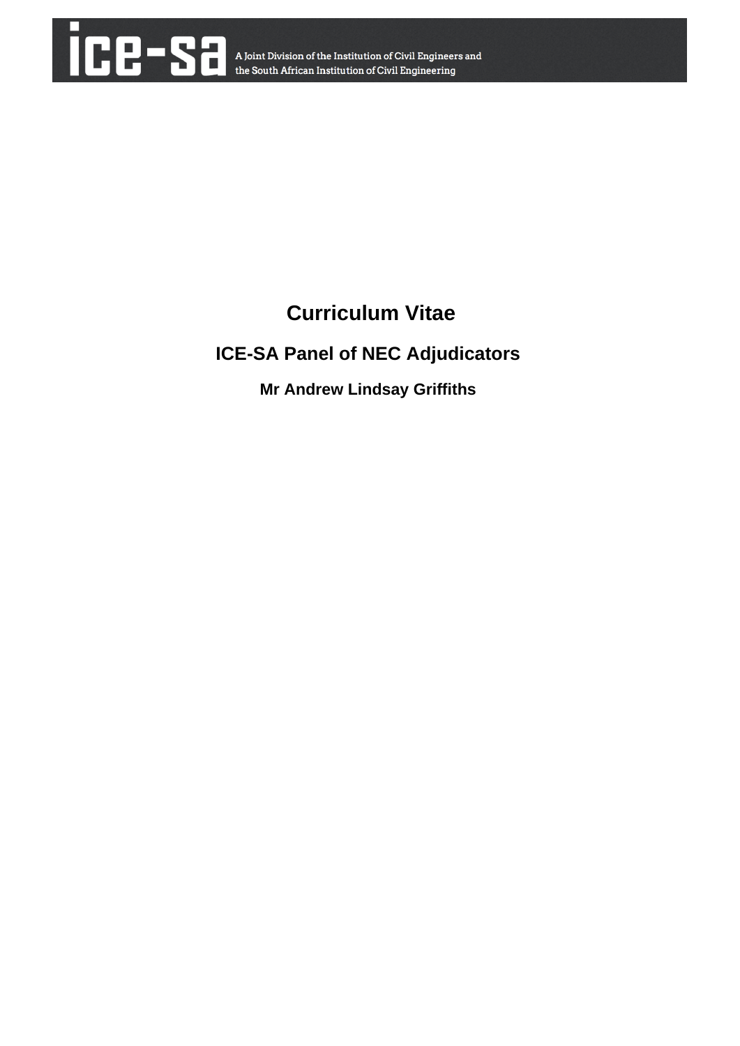ice-sa A Joint Division of the Institution of Civil Engineers and the South African Institution of Civil Engineering

# Curriculum Vitae

## ICE-SA Panel of NEC Adjudicators

### Mr Andrew Lindsay Griffiths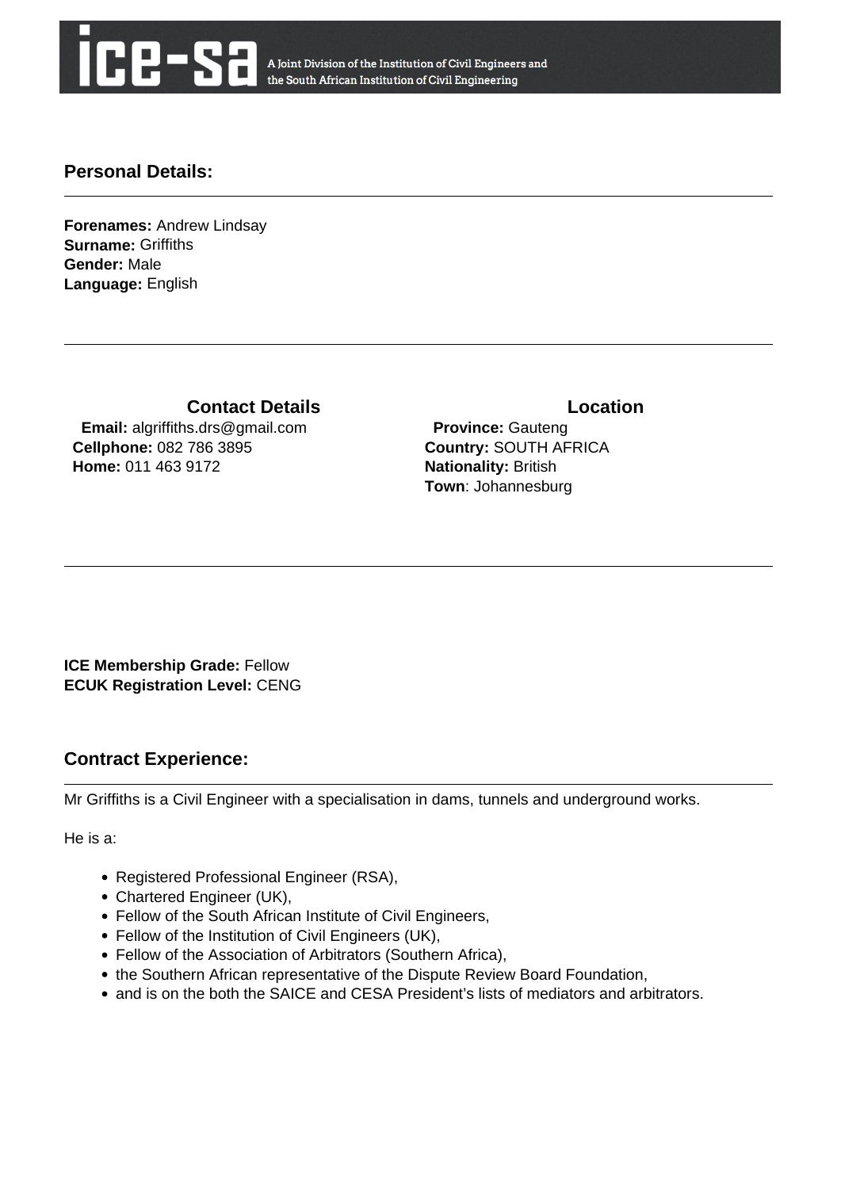ice-sa A Joint Division of the Institution of Civil Engineers and the South African Institution of Civil Engineering

## Personal Details:

**Forenames:** Andrew Lindsay
**Surname:** Griffiths
**Gender:** Male
**Language:** English

### Contact Details

**Email:** algriffiths.drs@gmail.com
**Cellphone:** 082 786 3895
**Home:** 011 463 9172

### Location

**Province:** Gauteng
**Country:** SOUTH AFRICA
**Nationality:** British
**Town**: Johannesburg

**ICE Membership Grade:** Fellow
**ECUK Registration Level:** CENG

## Contract Experience:

Mr Griffiths is a Civil Engineer with a specialisation in dams, tunnels and underground works.

He is a:

- Registered Professional Engineer (RSA),
- Chartered Engineer (UK),
- Fellow of the South African Institute of Civil Engineers,
- Fellow of the Institution of Civil Engineers (UK),
- Fellow of the Association of Arbitrators (Southern Africa),
- the Southern African representative of the Dispute Review Board Foundation,
- and is on the both the SAICE and CESA President's lists of mediators and arbitrators.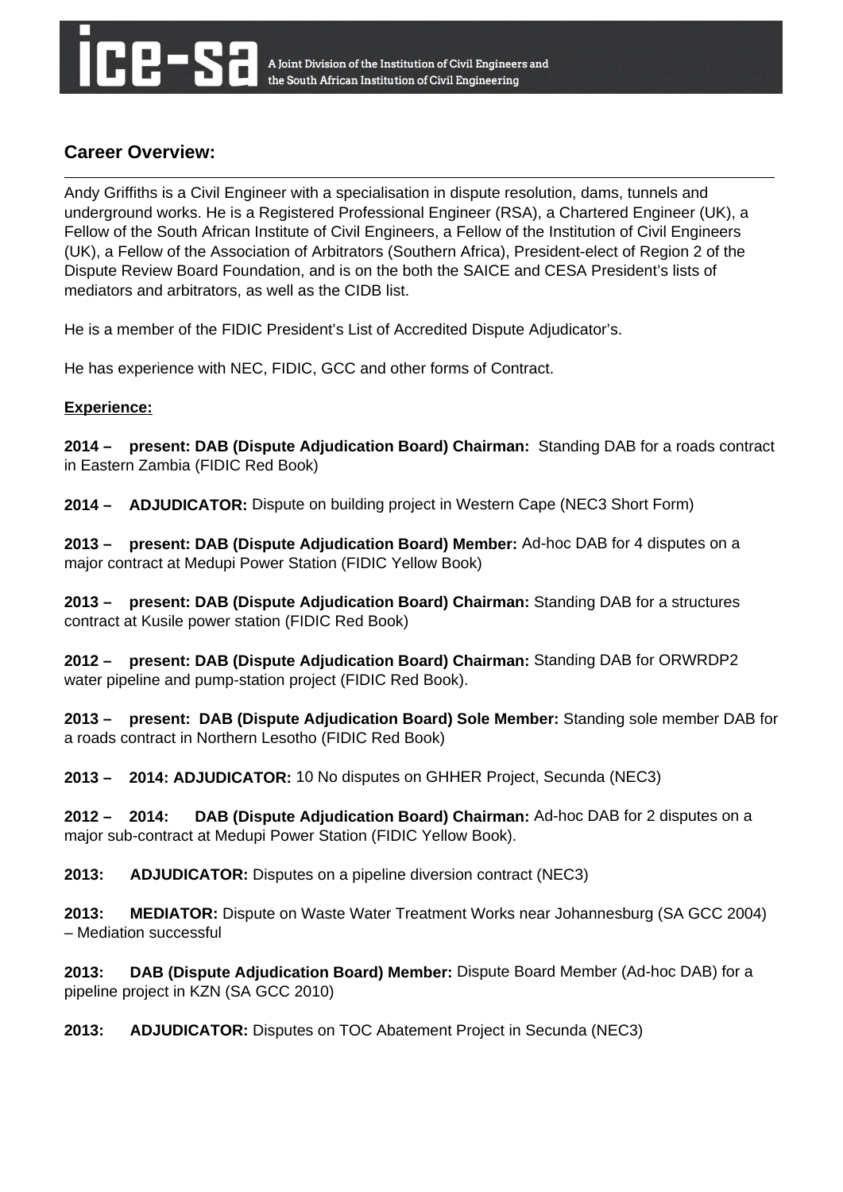## Career Overview:

Andy Griffiths is a Civil Engineer with a specialisation in dispute resolution, dams, tunnels and underground works. He is a Registered Professional Engineer (RSA), a Chartered Engineer (UK), a Fellow of the South African Institute of Civil Engineers, a Fellow of the Institution of Civil Engineers (UK), a Fellow of the Association of Arbitrators (Southern Africa), President-elect of Region 2 of the Dispute Review Board Foundation, and is on the both the SAICE and CESA President's lists of mediators and arbitrators, as well as the CIDB list.

He is a member of the FIDIC President's List of Accredited Dispute Adjudicator's.

He has experience with NEC, FIDIC, GCC and other forms of Contract.

**Experience:**

**2014 – present: DAB (Dispute Adjudication Board) Chairman:** Standing DAB for a roads contract in Eastern Zambia (FIDIC Red Book)

**2014 – ADJUDICATOR:** Dispute on building project in Western Cape (NEC3 Short Form)

**2013 – present: DAB (Dispute Adjudication Board) Member:** Ad-hoc DAB for 4 disputes on a major contract at Medupi Power Station (FIDIC Yellow Book)

**2013 – present: DAB (Dispute Adjudication Board) Chairman:** Standing DAB for a structures contract at Kusile power station (FIDIC Red Book)

**2012 – present: DAB (Dispute Adjudication Board) Chairman:** Standing DAB for ORWRDP2 water pipeline and pump-station project (FIDIC Red Book).

**2013 – present: DAB (Dispute Adjudication Board) Sole Member:** Standing sole member DAB for a roads contract in Northern Lesotho (FIDIC Red Book)

**2013 – 2014: ADJUDICATOR:** 10 No disputes on GHHER Project, Secunda (NEC3)

**2012 – 2014: DAB (Dispute Adjudication Board) Chairman:** Ad-hoc DAB for 2 disputes on a major sub-contract at Medupi Power Station (FIDIC Yellow Book).

**2013: ADJUDICATOR:** Disputes on a pipeline diversion contract (NEC3)

**2013: MEDIATOR:** Dispute on Waste Water Treatment Works near Johannesburg (SA GCC 2004) – Mediation successful

**2013: DAB (Dispute Adjudication Board) Member:** Dispute Board Member (Ad-hoc DAB) for a pipeline project in KZN (SA GCC 2010)

**2013: ADJUDICATOR:** Disputes on TOC Abatement Project in Secunda (NEC3)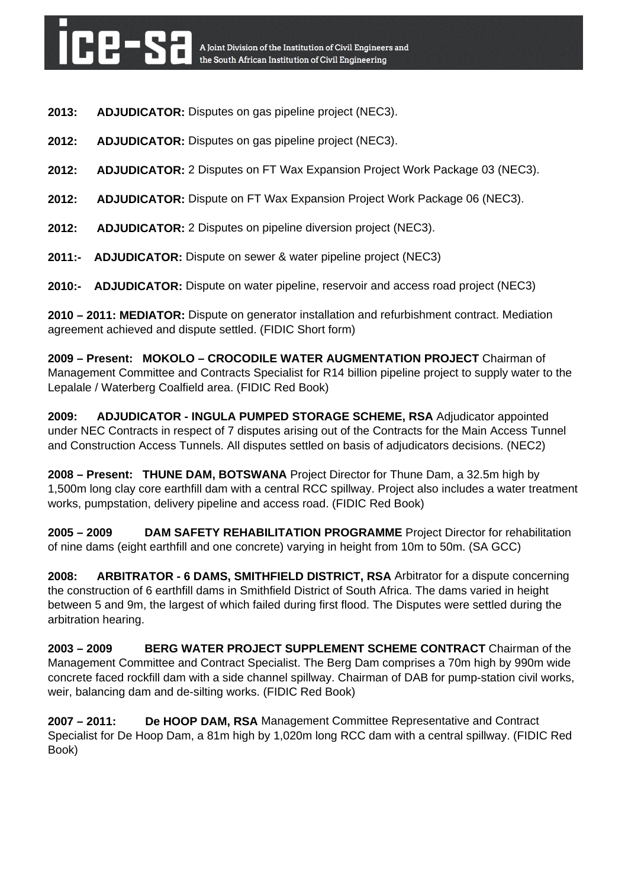**2013: ADJUDICATOR:** Disputes on gas pipeline project (NEC3).

**2012: ADJUDICATOR:** Disputes on gas pipeline project (NEC3).

**2012: ADJUDICATOR:** 2 Disputes on FT Wax Expansion Project Work Package 03 (NEC3).

**2012: ADJUDICATOR:** Dispute on FT Wax Expansion Project Work Package 06 (NEC3).

**2012: ADJUDICATOR:** 2 Disputes on pipeline diversion project (NEC3).

**2011:- ADJUDICATOR:** Dispute on sewer & water pipeline project (NEC3)

**2010:- ADJUDICATOR:** Dispute on water pipeline, reservoir and access road project (NEC3)

**2010 – 2011: MEDIATOR:** Dispute on generator installation and refurbishment contract. Mediation agreement achieved and dispute settled. (FIDIC Short form)

**2009 – Present: MOKOLO – CROCODILE WATER AUGMENTATION PROJECT** Chairman of Management Committee and Contracts Specialist for R14 billion pipeline project to supply water to the Lepalale / Waterberg Coalfield area. (FIDIC Red Book)

**2009: ADJUDICATOR - INGULA PUMPED STORAGE SCHEME, RSA** Adjudicator appointed under NEC Contracts in respect of 7 disputes arising out of the Contracts for the Main Access Tunnel and Construction Access Tunnels. All disputes settled on basis of adjudicators decisions. (NEC2)

**2008 – Present: THUNE DAM, BOTSWANA** Project Director for Thune Dam, a 32.5m high by 1,500m long clay core earthfill dam with a central RCC spillway. Project also includes a water treatment works, pumpstation, delivery pipeline and access road. (FIDIC Red Book)

**2005 – 2009 DAM SAFETY REHABILITATION PROGRAMME** Project Director for rehabilitation of nine dams (eight earthfill and one concrete) varying in height from 10m to 50m. (SA GCC)

**2008: ARBITRATOR - 6 DAMS, SMITHFIELD DISTRICT, RSA** Arbitrator for a dispute concerning the construction of 6 earthfill dams in Smithfield District of South Africa. The dams varied in height between 5 and 9m, the largest of which failed during first flood. The Disputes were settled during the arbitration hearing.

**2003 – 2009 BERG WATER PROJECT SUPPLEMENT SCHEME CONTRACT** Chairman of the Management Committee and Contract Specialist. The Berg Dam comprises a 70m high by 990m wide concrete faced rockfill dam with a side channel spillway. Chairman of DAB for pump-station civil works, weir, balancing dam and de-silting works. (FIDIC Red Book)

**2007 – 2011: De HOOP DAM, RSA** Management Committee Representative and Contract Specialist for De Hoop Dam, a 81m high by 1,020m long RCC dam with a central spillway. (FIDIC Red Book)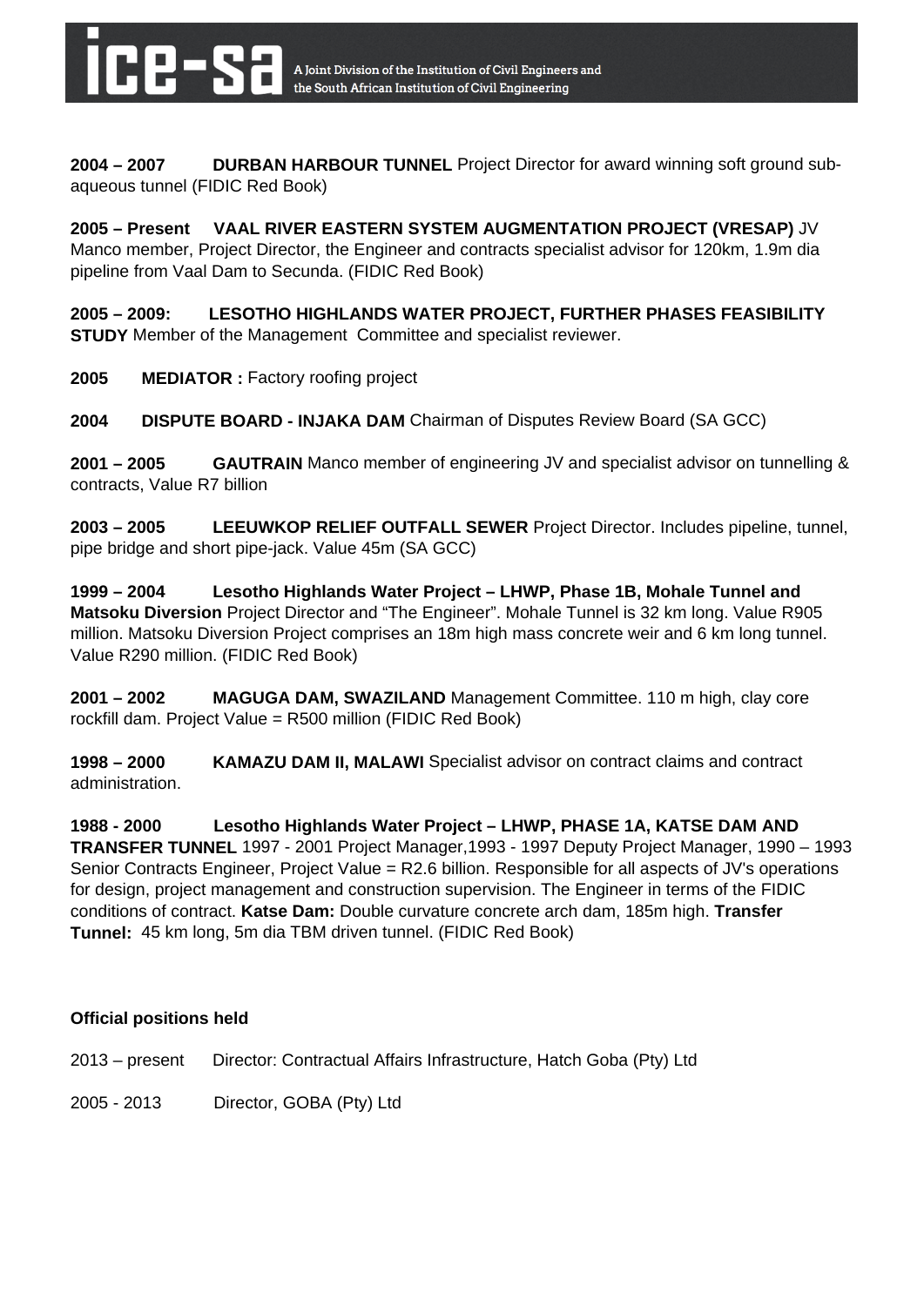**2004 – 2007 DURBAN HARBOUR TUNNEL** Project Director for award winning soft ground sub-aqueous tunnel (FIDIC Red Book)

**2005 – Present VAAL RIVER EASTERN SYSTEM AUGMENTATION PROJECT (VRESAP)** JV Manco member, Project Director, the Engineer and contracts specialist advisor for 120km, 1.9m dia pipeline from Vaal Dam to Secunda. (FIDIC Red Book)

**2005 – 2009: LESOTHO HIGHLANDS WATER PROJECT, FURTHER PHASES FEASIBILITY STUDY** Member of the Management Committee and specialist reviewer.

**2005 MEDIATOR :** Factory roofing project

**2004 DISPUTE BOARD - INJAKA DAM** Chairman of Disputes Review Board (SA GCC)

**2001 – 2005 GAUTRAIN** Manco member of engineering JV and specialist advisor on tunnelling & contracts, Value R7 billion

**2003 – 2005 LEEUWKOP RELIEF OUTFALL SEWER** Project Director. Includes pipeline, tunnel, pipe bridge and short pipe-jack. Value 45m (SA GCC)

**1999 – 2004 Lesotho Highlands Water Project – LHWP, Phase 1B, Mohale Tunnel and Matsoku Diversion** Project Director and "The Engineer". Mohale Tunnel is 32 km long. Value R905 million. Matsoku Diversion Project comprises an 18m high mass concrete weir and 6 km long tunnel. Value R290 million. (FIDIC Red Book)

**2001 – 2002 MAGUGA DAM, SWAZILAND** Management Committee. 110 m high, clay core rockfill dam. Project Value = R500 million (FIDIC Red Book)

**1998 – 2000 KAMAZU DAM II, MALAWI** Specialist advisor on contract claims and contract administration.

**1988 - 2000 Lesotho Highlands Water Project – LHWP, PHASE 1A, KATSE DAM AND TRANSFER TUNNEL** 1997 - 2001 Project Manager,1993 - 1997 Deputy Project Manager, 1990 – 1993 Senior Contracts Engineer, Project Value = R2.6 billion. Responsible for all aspects of JV's operations for design, project management and construction supervision. The Engineer in terms of the FIDIC conditions of contract. **Katse Dam:** Double curvature concrete arch dam, 185m high. **Transfer Tunnel:** 45 km long, 5m dia TBM driven tunnel. (FIDIC Red Book)

**Official positions held**

2013 – present Director: Contractual Affairs Infrastructure, Hatch Goba (Pty) Ltd

2005 - 2013 Director, GOBA (Pty) Ltd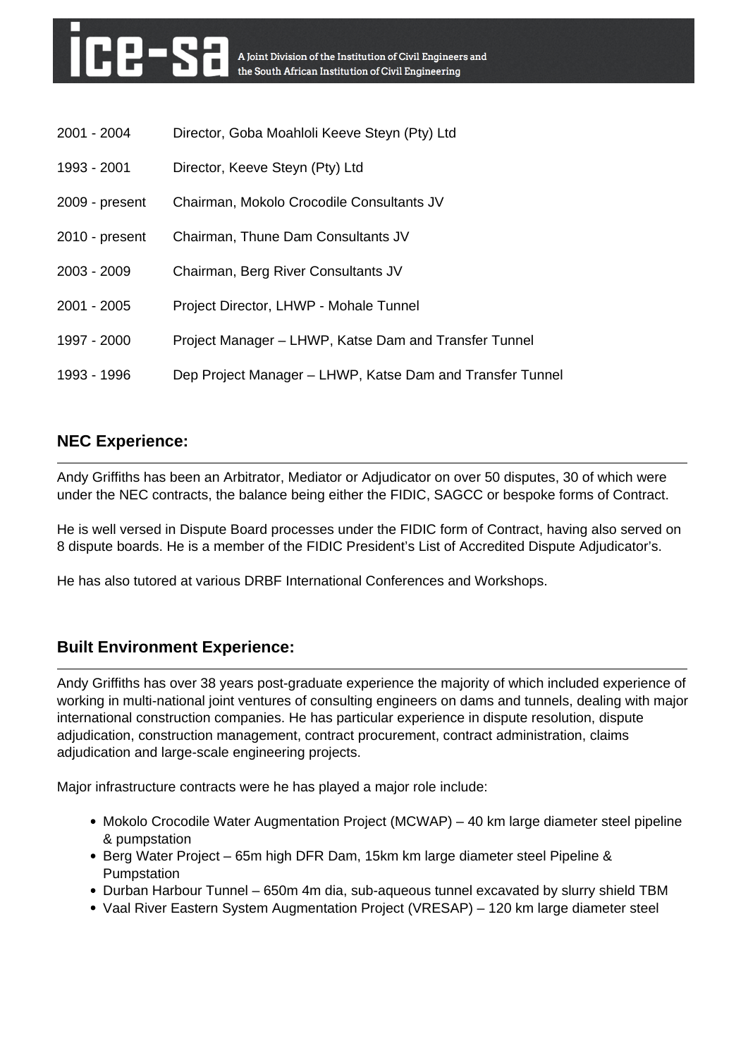| | |
|---|---|
| 2001 - 2004 | Director, Goba Moahloli Keeve Steyn (Pty) Ltd |
| 1993 - 2001 | Director, Keeve Steyn (Pty) Ltd |
| 2009 - present | Chairman, Mokolo Crocodile Consultants JV |
| 2010 - present | Chairman, Thune Dam Consultants JV |
| 2003 - 2009 | Chairman, Berg River Consultants JV |
| 2001 - 2005 | Project Director, LHWP - Mohale Tunnel |
| 1997 - 2000 | Project Manager – LHWP, Katse Dam and Transfer Tunnel |
| 1993 - 1996 | Dep Project Manager – LHWP, Katse Dam and Transfer Tunnel |

## NEC Experience:

Andy Griffiths has been an Arbitrator, Mediator or Adjudicator on over 50 disputes, 30 of which were under the NEC contracts, the balance being either the FIDIC, SAGCC or bespoke forms of Contract.

He is well versed in Dispute Board processes under the FIDIC form of Contract, having also served on 8 dispute boards. He is a member of the FIDIC President's List of Accredited Dispute Adjudicator's.

He has also tutored at various DRBF International Conferences and Workshops.

## Built Environment Experience:

Andy Griffiths has over 38 years post-graduate experience the majority of which included experience of working in multi-national joint ventures of consulting engineers on dams and tunnels, dealing with major international construction companies. He has particular experience in dispute resolution, dispute adjudication, construction management, contract procurement, contract administration, claims adjudication and large-scale engineering projects.

Major infrastructure contracts were he has played a major role include:

- Mokolo Crocodile Water Augmentation Project (MCWAP) – 40 km large diameter steel pipeline & pumpstation
- Berg Water Project – 65m high DFR Dam, 15km km large diameter steel Pipeline & Pumpstation
- Durban Harbour Tunnel – 650m 4m dia, sub-aqueous tunnel excavated by slurry shield TBM
- Vaal River Eastern System Augmentation Project (VRESAP) – 120 km large diameter steel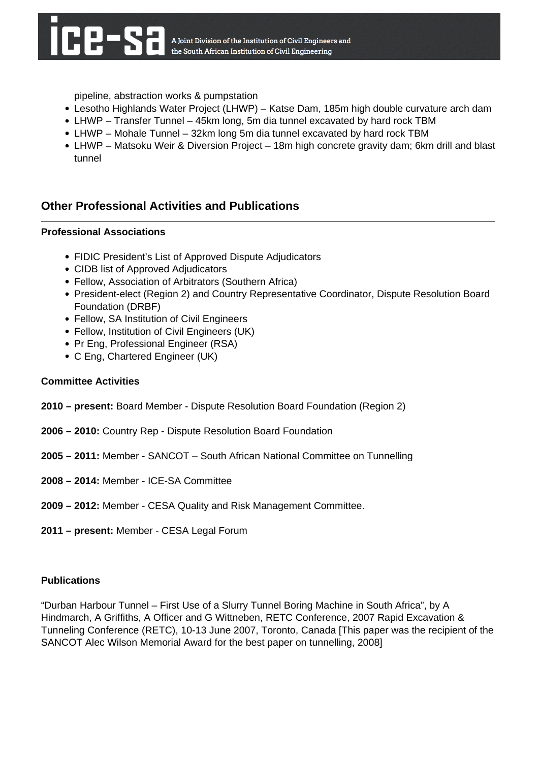pipeline, abstraction works & pumpstation

- Lesotho Highlands Water Project (LHWP) – Katse Dam, 185m high double curvature arch dam
- LHWP – Transfer Tunnel – 45km long, 5m dia tunnel excavated by hard rock TBM
- LHWP – Mohale Tunnel – 32km long 5m dia tunnel excavated by hard rock TBM
- LHWP – Matsoku Weir & Diversion Project – 18m high concrete gravity dam; 6km drill and blast tunnel

## Other Professional Activities and Publications

### Professional Associations

- FIDIC President's List of Approved Dispute Adjudicators
- CIDB list of Approved Adjudicators
- Fellow, Association of Arbitrators (Southern Africa)
- President-elect (Region 2) and Country Representative Coordinator, Dispute Resolution Board Foundation (DRBF)
- Fellow, SA Institution of Civil Engineers
- Fellow, Institution of Civil Engineers (UK)
- Pr Eng, Professional Engineer (RSA)
- C Eng, Chartered Engineer (UK)

### Committee Activities

**2010 – present:** Board Member - Dispute Resolution Board Foundation (Region 2)

**2006 – 2010:** Country Rep - Dispute Resolution Board Foundation

**2005 – 2011:** Member - SANCOT – South African National Committee on Tunnelling

**2008 – 2014:** Member - ICE-SA Committee

**2009 – 2012:** Member - CESA Quality and Risk Management Committee.

**2011 – present:** Member - CESA Legal Forum

### Publications

"Durban Harbour Tunnel – First Use of a Slurry Tunnel Boring Machine in South Africa", by A Hindmarch, A Griffiths, A Officer and G Wittneben, RETC Conference, 2007 Rapid Excavation & Tunneling Conference (RETC), 10-13 June 2007, Toronto, Canada [This paper was the recipient of the SANCOT Alec Wilson Memorial Award for the best paper on tunnelling, 2008]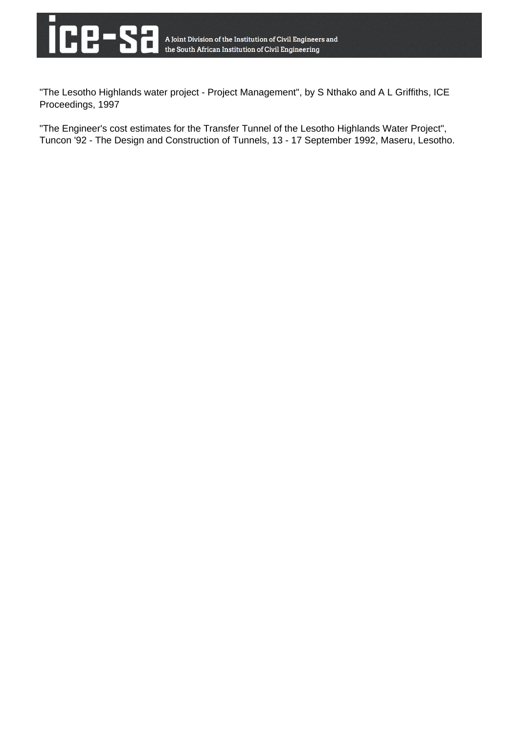"The Lesotho Highlands water project - Project Management", by S Nthako and A L Griffiths, ICE Proceedings, 1997

"The Engineer's cost estimates for the Transfer Tunnel of the Lesotho Highlands Water Project", Tuncon '92 - The Design and Construction of Tunnels, 13 - 17 September 1992, Maseru, Lesotho.